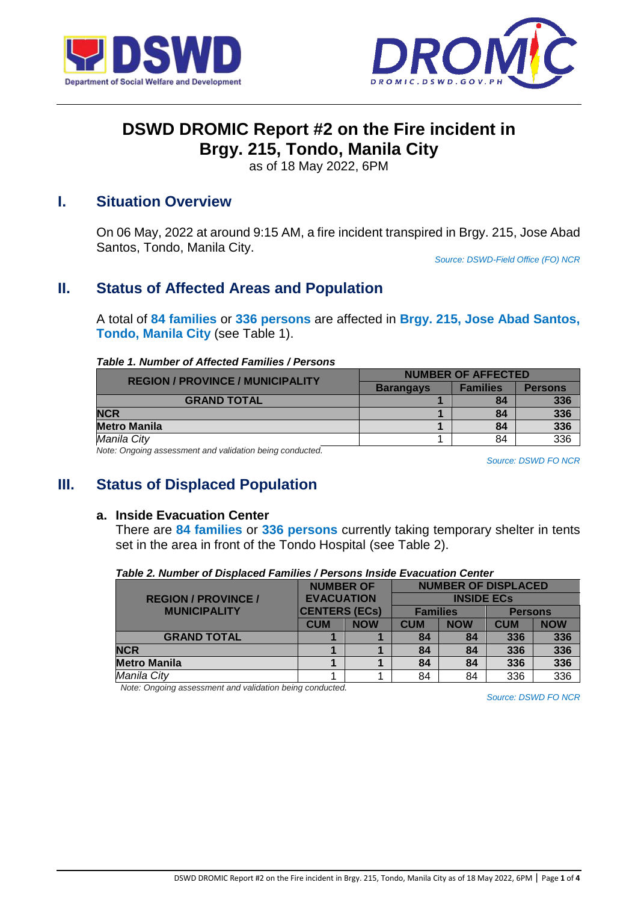# DSWD DROMIC Report #2 on the Fire incident in Brgy. 215, Tondo, Manila City

as of 18 May 2022, 6PM

## I. Situation Overview

On 06 May, 2022 at around 9:15 AM, a fire incident transpired in Brgy. 215, Jose Abad Santos, Tondo, Manila City.

*Source: DSWD-Field Office (FO) NCR*

## II. Status of Affected Areas and Population

A total of **84 families** or **336 persons** are affected in **Brgy. 215, Jose Abad Santos, Tondo, Manila City** (see Table 1).

***Table 1. Number of Affected Families / Persons***

| REGION / PROVINCE / MUNICIPALITY | NUMBER OF AFFECTED | | |
|---|---|---|---|
| | **Barangays** | **Families** | **Persons** |
| **GRAND TOTAL** | **1** | **84** | **336** |
| **NCR** | **1** | **84** | **336** |
| **Metro Manila** | **1** | **84** | **336** |
| *Manila City* | 1 | 84 | 336 |

*Note: Ongoing assessment and validation being conducted.*

*Source: DSWD FO NCR*

## III. Status of Displaced Population

### a. Inside Evacuation Center

There are **84 families** or **336 persons** currently taking temporary shelter in tents set in the area in front of the Tondo Hospital (see Table 2).

***Table 2. Number of Displaced Families / Persons Inside Evacuation Center***

| REGION / PROVINCE / MUNICIPALITY | NUMBER OF EVACUATION CENTERS (ECs) | | NUMBER OF DISPLACED INSIDE ECs | | | |
|---|---|---|---|---|---|---|
| | | | **Families** | | **Persons** | |
| | **CUM** | **NOW** | **CUM** | **NOW** | **CUM** | **NOW** |
| **GRAND TOTAL** | **1** | **1** | **84** | **84** | **336** | **336** |
| **NCR** | **1** | **1** | **84** | **84** | **336** | **336** |
| **Metro Manila** | **1** | **1** | **84** | **84** | **336** | **336** |
| *Manila City* | 1 | 1 | 84 | 84 | 336 | 336 |

*Note: Ongoing assessment and validation being conducted.*

*Source: DSWD FO NCR*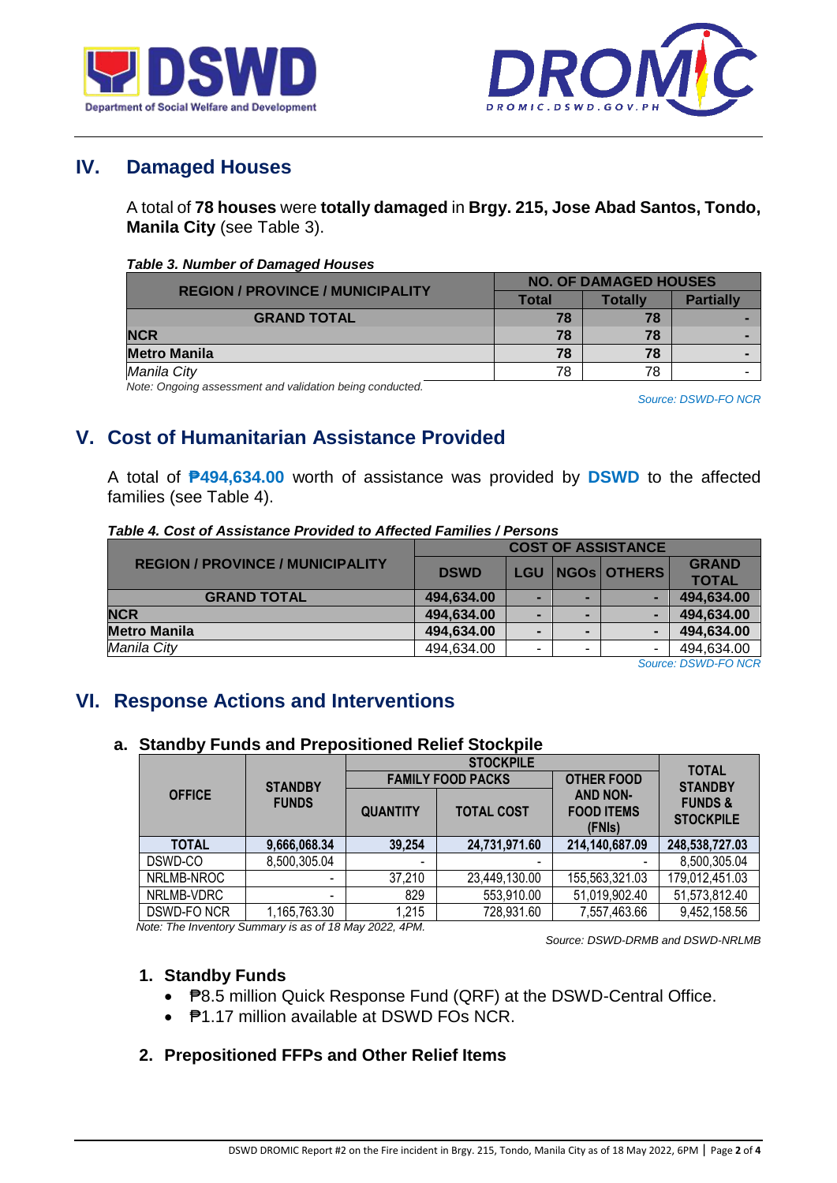## IV. Damaged Houses

A total of **78 houses** were **totally damaged** in **Brgy. 215, Jose Abad Santos, Tondo, Manila City** (see Table 3).

***Table 3. Number of Damaged Houses***

| REGION / PROVINCE / MUNICIPALITY | NO. OF DAMAGED HOUSES | | |
|---|---|---|---|
| | Total | Totally | Partially |
| **GRAND TOTAL** | **78** | **78** | **-** |
| **NCR** | **78** | **78** | **-** |
| **Metro Manila** | **78** | **78** | **-** |
| *Manila City* | 78 | 78 | - |

*Note: Ongoing assessment and validation being conducted.*

*Source: DSWD-FO NCR*

## V. Cost of Humanitarian Assistance Provided

A total of **₱494,634.00** worth of assistance was provided by **DSWD** to the affected families (see Table 4).

***Table 4. Cost of Assistance Provided to Affected Families / Persons***

| REGION / PROVINCE / MUNICIPALITY | COST OF ASSISTANCE | | | | |
|---|---|---|---|---|---|
| | DSWD | LGU | NGOs | OTHERS | GRAND TOTAL |
| **GRAND TOTAL** | **494,634.00** | **-** | **-** | **-** | **494,634.00** |
| **NCR** | **494,634.00** | **-** | **-** | **-** | **494,634.00** |
| **Metro Manila** | **494,634.00** | **-** | **-** | **-** | **494,634.00** |
| *Manila City* | 494,634.00 | - | - | - | 494,634.00 |

*Source: DSWD-FO NCR*

## VI. Response Actions and Interventions

### a. Standby Funds and Prepositioned Relief Stockpile

| OFFICE | STANDBY FUNDS | STOCKPILE | | | TOTAL STANDBY FUNDS & STOCKPILE |
|---|---|---|---|---|---|
| | | FAMILY FOOD PACKS | | OTHER FOOD AND NON-FOOD ITEMS (FNIs) | |
| | | QUANTITY | TOTAL COST | | |
| **TOTAL** | **9,666,068.34** | **39,254** | **24,731,971.60** | **214,140,687.09** | **248,538,727.03** |
| DSWD-CO | 8,500,305.04 | - | - | - | 8,500,305.04 |
| NRLMB-NROC | - | 37,210 | 23,449,130.00 | 155,563,321.03 | 179,012,451.03 |
| NRLMB-VDRC | - | 829 | 553,910.00 | 51,019,902.40 | 51,573,812.40 |
| DSWD-FO NCR | 1,165,763.30 | 1,215 | 728,931.60 | 7,557,463.66 | 9,452,158.56 |

*Note: The Inventory Summary is as of 18 May 2022, 4PM.*

*Source: DSWD-DRMB and DSWD-NRLMB*

#### 1. Standby Funds

- ₱8.5 million Quick Response Fund (QRF) at the DSWD-Central Office.
- ₱1.17 million available at DSWD FOs NCR.

#### 2. Prepositioned FFPs and Other Relief Items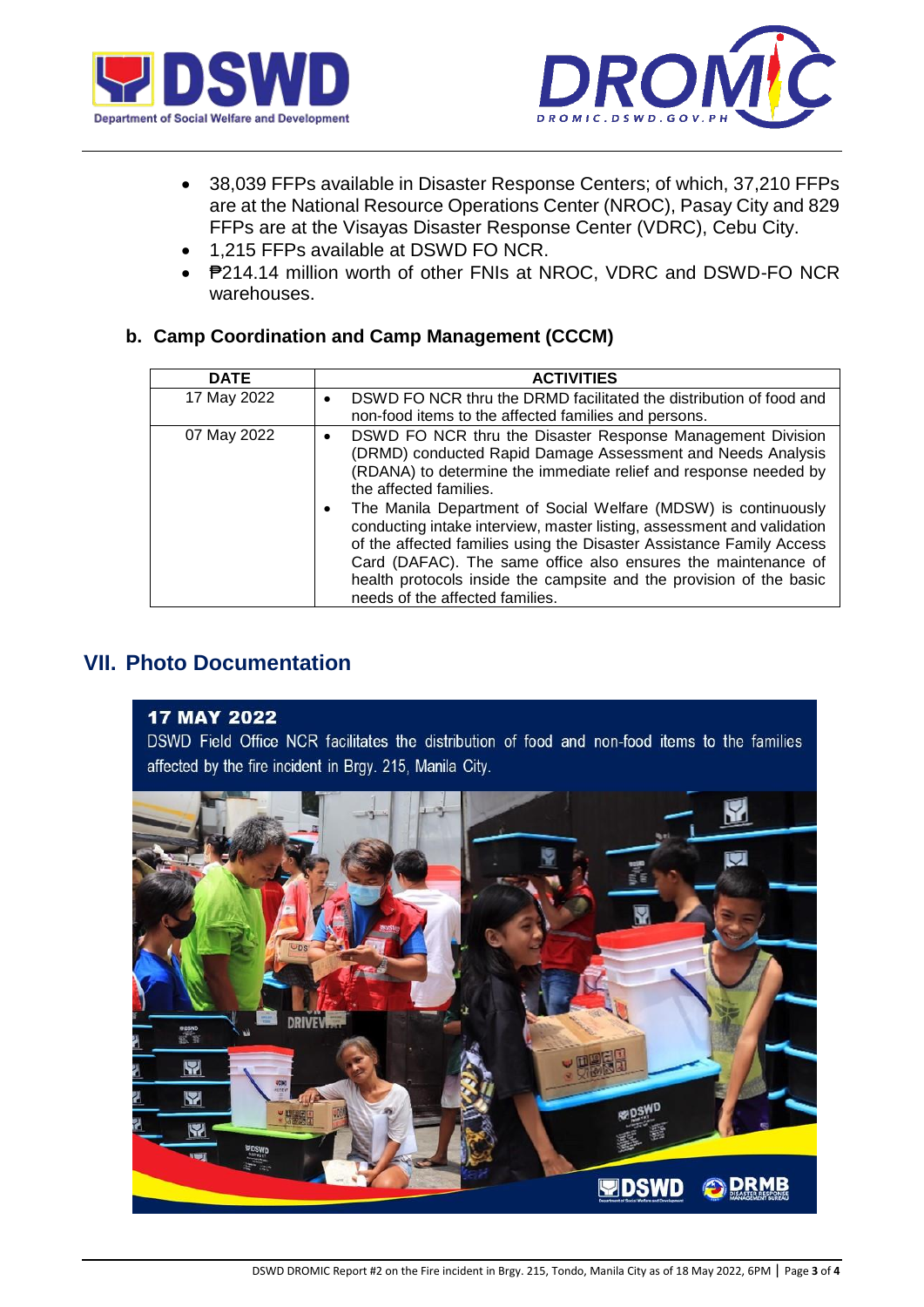- 38,039 FFPs available in Disaster Response Centers; of which, 37,210 FFPs are at the National Resource Operations Center (NROC), Pasay City and 829 FFPs are at the Visayas Disaster Response Center (VDRC), Cebu City.
- 1,215 FFPs available at DSWD FO NCR.
- ₱214.14 million worth of other FNIs at NROC, VDRC and DSWD-FO NCR warehouses.

### b. Camp Coordination and Camp Management (CCCM)

| DATE | ACTIVITIES |
|---|---|
| 17 May 2022 | • DSWD FO NCR thru the DRMD facilitated the distribution of food and non-food items to the affected families and persons. |
| 07 May 2022 | • DSWD FO NCR thru the Disaster Response Management Division (DRMD) conducted Rapid Damage Assessment and Needs Analysis (RDANA) to determine the immediate relief and response needed by the affected families.<br>• The Manila Department of Social Welfare (MDSW) is continuously conducting intake interview, master listing, assessment and validation of the affected families using the Disaster Assistance Family Access Card (DAFAC). The same office also ensures the maintenance of health protocols inside the campsite and the provision of the basic needs of the affected families. |

## VII. Photo Documentation

**17 MAY 2022**

DSWD Field Office NCR facilitates the distribution of food and non-food items to the families affected by the fire incident in Brgy. 215, Manila City.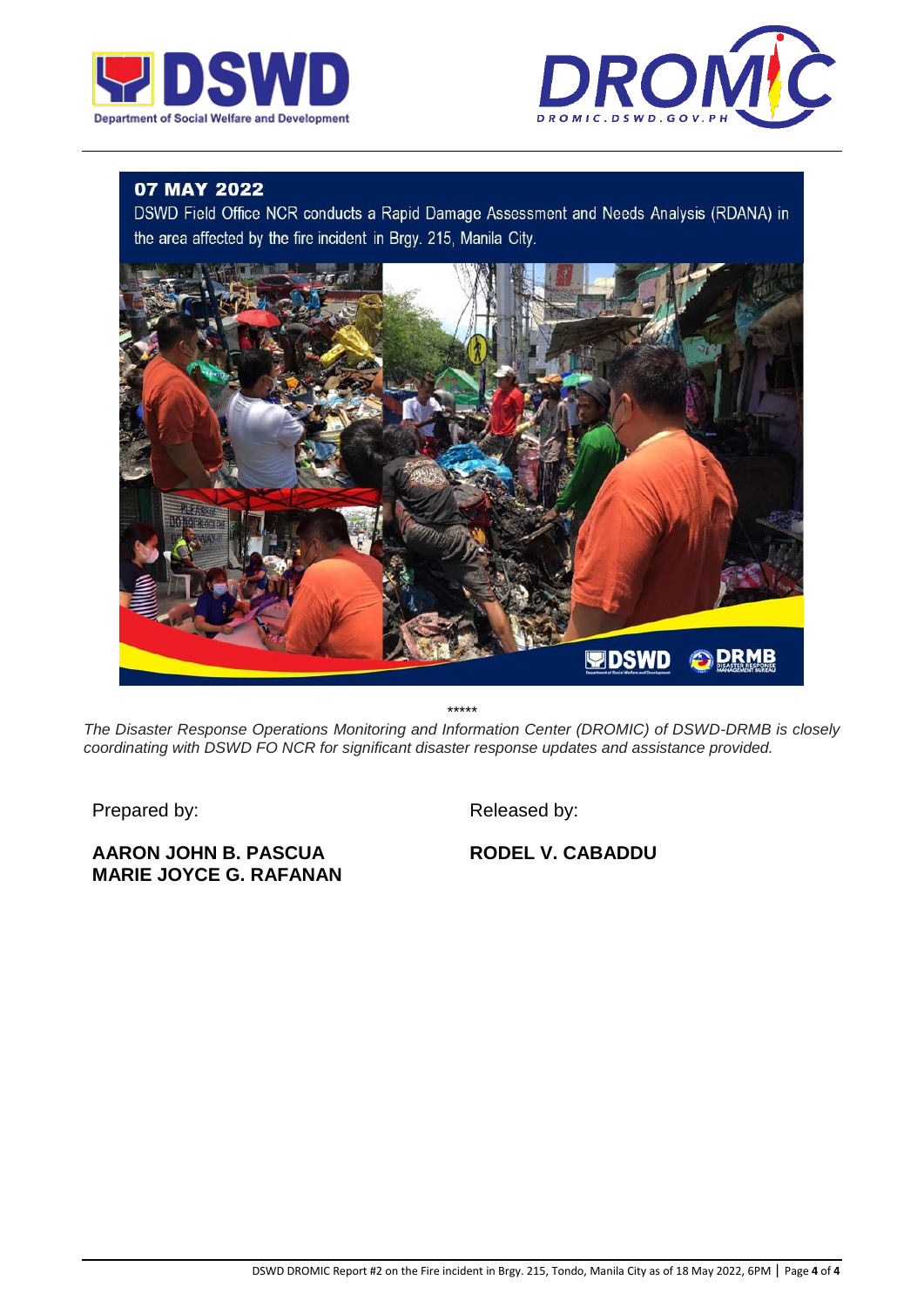**07 MAY 2022**

DSWD Field Office NCR conducts a Rapid Damage Assessment and Needs Analysis (RDANA) in the area affected by the fire incident in Brgy. 215, Manila City.

\*\*\*\*\*

*The Disaster Response Operations Monitoring and Information Center (DROMIC) of DSWD-DRMB is closely coordinating with DSWD FO NCR for significant disaster response updates and assistance provided.*

| Prepared by: | Released by: |
| --- | --- |
| **AARON JOHN B. PASCUA** | **RODEL V. CABADDU** |
| **MARIE JOYCE G. RAFANAN** | |